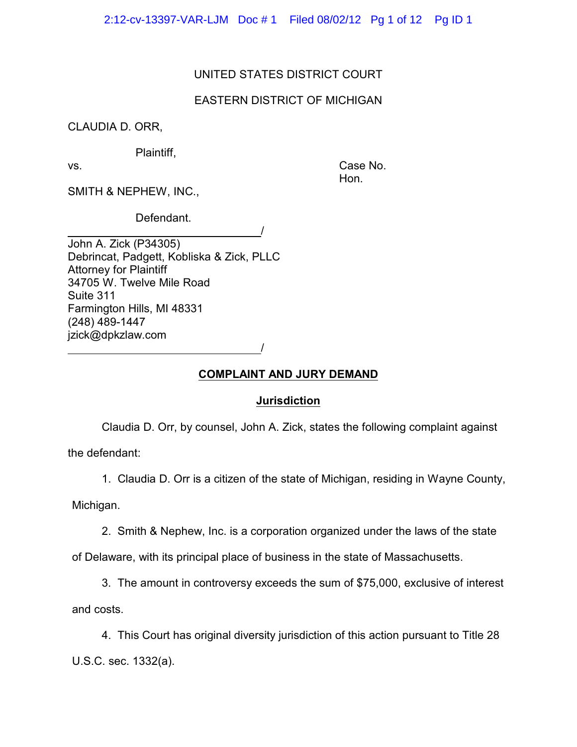UNITED STATES DISTRICT COURT

EASTERN DISTRICT OF MICHIGAN

CLAUDIA D. ORR,

Plaintiff,

vs. Case No.
Hon.

SMITH & NEPHEW, INC.,

Defendant.
\_\_\_\_\_\_\_\_\_\_\_\_\_\_\_\_\_\_\_\_\_\_\_\_\_\_\_\_\_\_\_\_/

John A. Zick (P34305)
Debrincat, Padgett, Kobliska & Zick, PLLC
Attorney for Plaintiff
34705 W. Twelve Mile Road
Suite 311
Farmington Hills, MI 48331
(248) 489-1447
jzick@dpkzlaw.com
\_\_\_\_\_\_\_\_\_\_\_\_\_\_\_\_\_\_\_\_\_\_\_\_\_\_\_\_\_\_\_\_/

**COMPLAINT AND JURY DEMAND**

**Jurisdiction**

Claudia D. Orr, by counsel, John A. Zick, states the following complaint against the defendant:

1. Claudia D. Orr is a citizen of the state of Michigan, residing in Wayne County, Michigan.

2. Smith & Nephew, Inc. is a corporation organized under the laws of the state of Delaware, with its principal place of business in the state of Massachusetts.

3. The amount in controversy exceeds the sum of $75,000, exclusive of interest and costs.

4. This Court has original diversity jurisdiction of this action pursuant to Title 28 U.S.C. sec. 1332(a).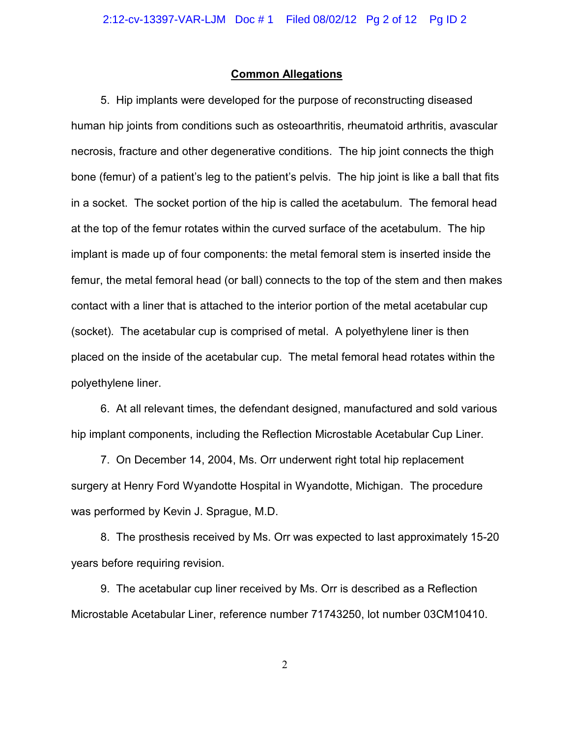## Common Allegations

5. Hip implants were developed for the purpose of reconstructing diseased human hip joints from conditions such as osteoarthritis, rheumatoid arthritis, avascular necrosis, fracture and other degenerative conditions. The hip joint connects the thigh bone (femur) of a patient's leg to the patient's pelvis. The hip joint is like a ball that fits in a socket. The socket portion of the hip is called the acetabulum. The femoral head at the top of the femur rotates within the curved surface of the acetabulum. The hip implant is made up of four components: the metal femoral stem is inserted inside the femur, the metal femoral head (or ball) connects to the top of the stem and then makes contact with a liner that is attached to the interior portion of the metal acetabular cup (socket). The acetabular cup is comprised of metal. A polyethylene liner is then placed on the inside of the acetabular cup. The metal femoral head rotates within the polyethylene liner.

6. At all relevant times, the defendant designed, manufactured and sold various hip implant components, including the Reflection Microstable Acetabular Cup Liner.

7. On December 14, 2004, Ms. Orr underwent right total hip replacement surgery at Henry Ford Wyandotte Hospital in Wyandotte, Michigan. The procedure was performed by Kevin J. Sprague, M.D.

8. The prosthesis received by Ms. Orr was expected to last approximately 15-20 years before requiring revision.

9. The acetabular cup liner received by Ms. Orr is described as a Reflection Microstable Acetabular Liner, reference number 71743250, lot number 03CM10410.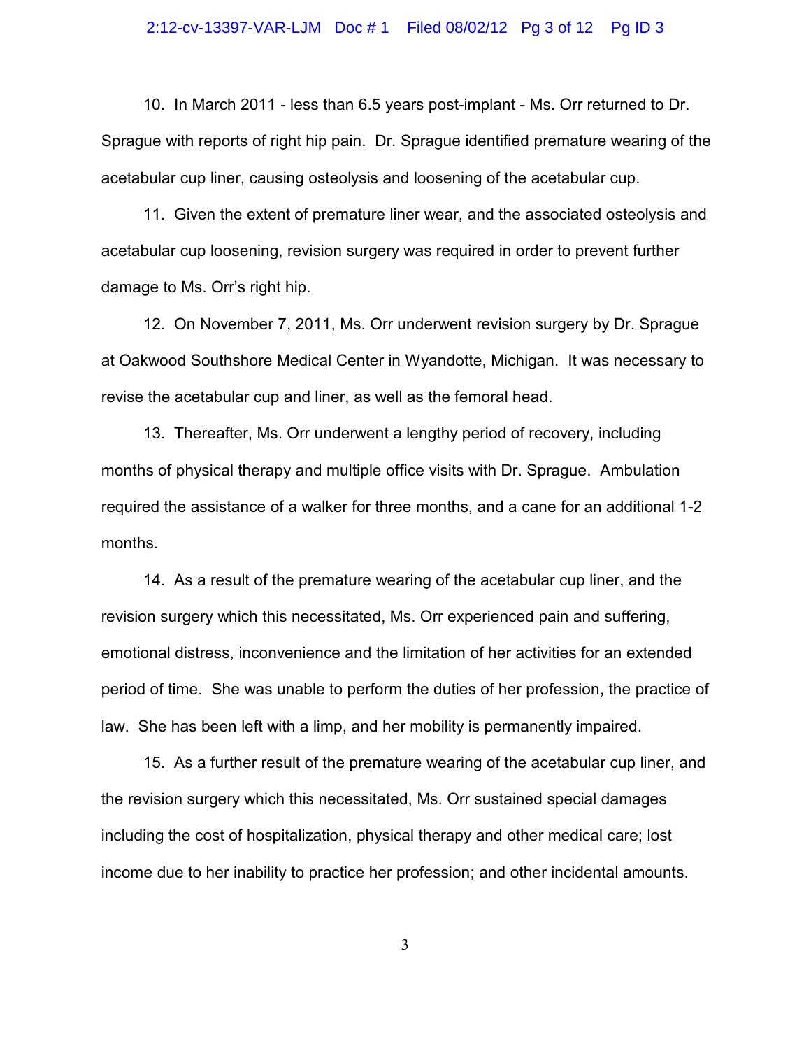10. In March 2011 - less than 6.5 years post-implant - Ms. Orr returned to Dr. Sprague with reports of right hip pain. Dr. Sprague identified premature wearing of the acetabular cup liner, causing osteolysis and loosening of the acetabular cup.

11. Given the extent of premature liner wear, and the associated osteolysis and acetabular cup loosening, revision surgery was required in order to prevent further damage to Ms. Orr's right hip.

12. On November 7, 2011, Ms. Orr underwent revision surgery by Dr. Sprague at Oakwood Southshore Medical Center in Wyandotte, Michigan. It was necessary to revise the acetabular cup and liner, as well as the femoral head.

13. Thereafter, Ms. Orr underwent a lengthy period of recovery, including months of physical therapy and multiple office visits with Dr. Sprague. Ambulation required the assistance of a walker for three months, and a cane for an additional 1-2 months.

14. As a result of the premature wearing of the acetabular cup liner, and the revision surgery which this necessitated, Ms. Orr experienced pain and suffering, emotional distress, inconvenience and the limitation of her activities for an extended period of time. She was unable to perform the duties of her profession, the practice of law. She has been left with a limp, and her mobility is permanently impaired.

15. As a further result of the premature wearing of the acetabular cup liner, and the revision surgery which this necessitated, Ms. Orr sustained special damages including the cost of hospitalization, physical therapy and other medical care; lost income due to her inability to practice her profession; and other incidental amounts.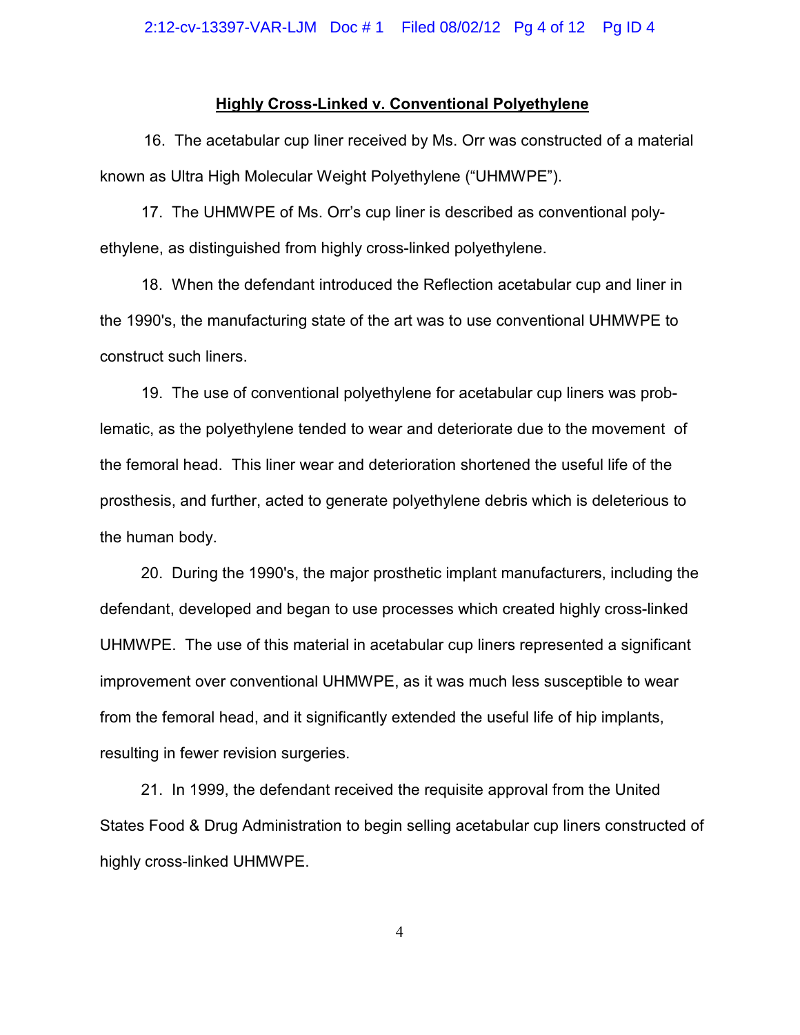**Highly Cross-Linked v. Conventional Polyethylene**

16. The acetabular cup liner received by Ms. Orr was constructed of a material known as Ultra High Molecular Weight Polyethylene ("UHMWPE").

17. The UHMWPE of Ms. Orr's cup liner is described as conventional polyethylene, as distinguished from highly cross-linked polyethylene.

18. When the defendant introduced the Reflection acetabular cup and liner in the 1990's, the manufacturing state of the art was to use conventional UHMWPE to construct such liners.

19. The use of conventional polyethylene for acetabular cup liners was problematic, as the polyethylene tended to wear and deteriorate due to the movement of the femoral head. This liner wear and deterioration shortened the useful life of the prosthesis, and further, acted to generate polyethylene debris which is deleterious to the human body.

20. During the 1990's, the major prosthetic implant manufacturers, including the defendant, developed and began to use processes which created highly cross-linked UHMWPE. The use of this material in acetabular cup liners represented a significant improvement over conventional UHMWPE, as it was much less susceptible to wear from the femoral head, and it significantly extended the useful life of hip implants, resulting in fewer revision surgeries.

21. In 1999, the defendant received the requisite approval from the United States Food & Drug Administration to begin selling acetabular cup liners constructed of highly cross-linked UHMWPE.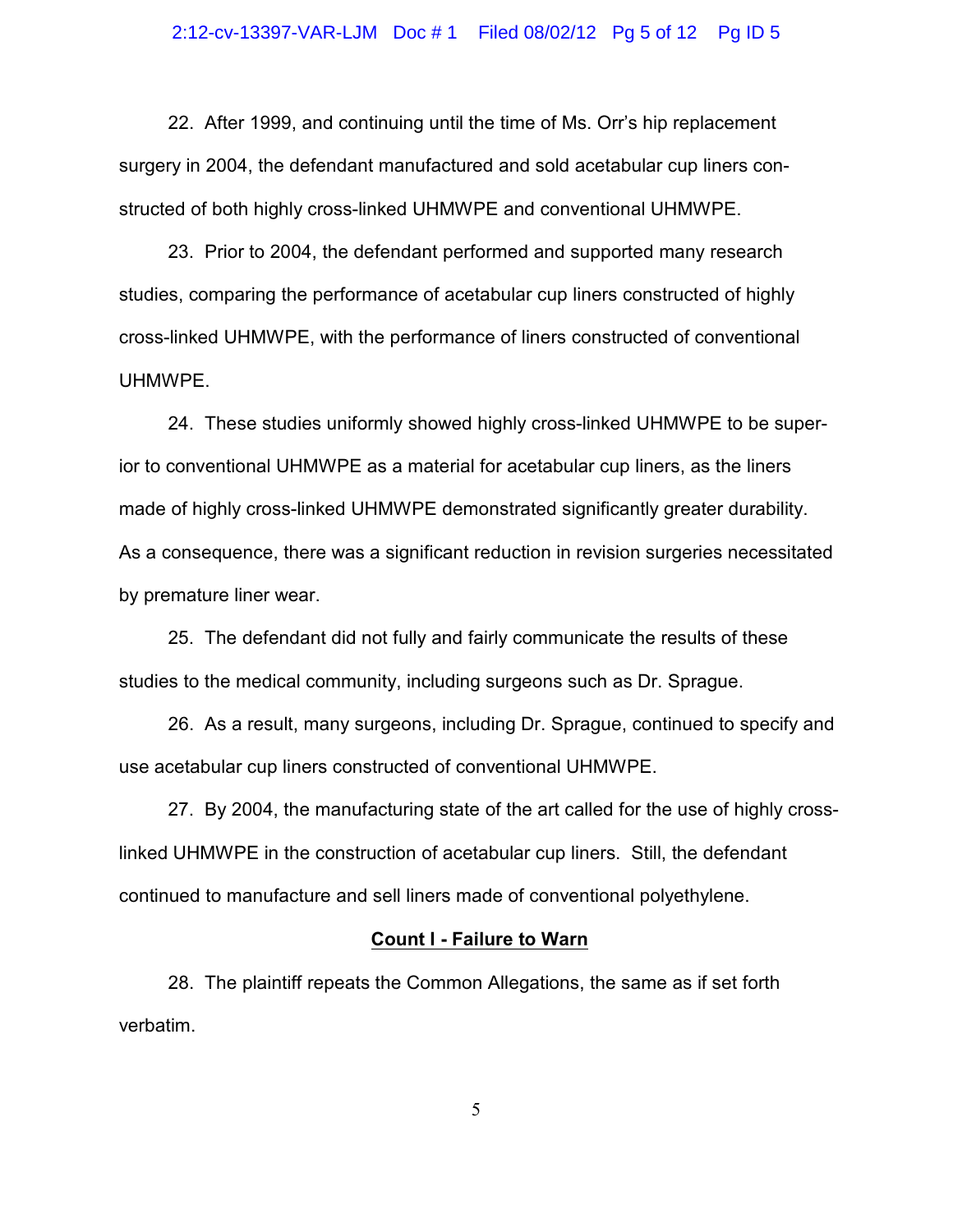22. After 1999, and continuing until the time of Ms. Orr's hip replacement surgery in 2004, the defendant manufactured and sold acetabular cup liners constructed of both highly cross-linked UHMWPE and conventional UHMWPE.

23. Prior to 2004, the defendant performed and supported many research studies, comparing the performance of acetabular cup liners constructed of highly cross-linked UHMWPE, with the performance of liners constructed of conventional UHMWPE.

24. These studies uniformly showed highly cross-linked UHMWPE to be superior to conventional UHMWPE as a material for acetabular cup liners, as the liners made of highly cross-linked UHMWPE demonstrated significantly greater durability. As a consequence, there was a significant reduction in revision surgeries necessitated by premature liner wear.

25. The defendant did not fully and fairly communicate the results of these studies to the medical community, including surgeons such as Dr. Sprague.

26. As a result, many surgeons, including Dr. Sprague, continued to specify and use acetabular cup liners constructed of conventional UHMWPE.

27. By 2004, the manufacturing state of the art called for the use of highly cross-linked UHMWPE in the construction of acetabular cup liners. Still, the defendant continued to manufacture and sell liners made of conventional polyethylene.

## Count I - Failure to Warn

28. The plaintiff repeats the Common Allegations, the same as if set forth verbatim.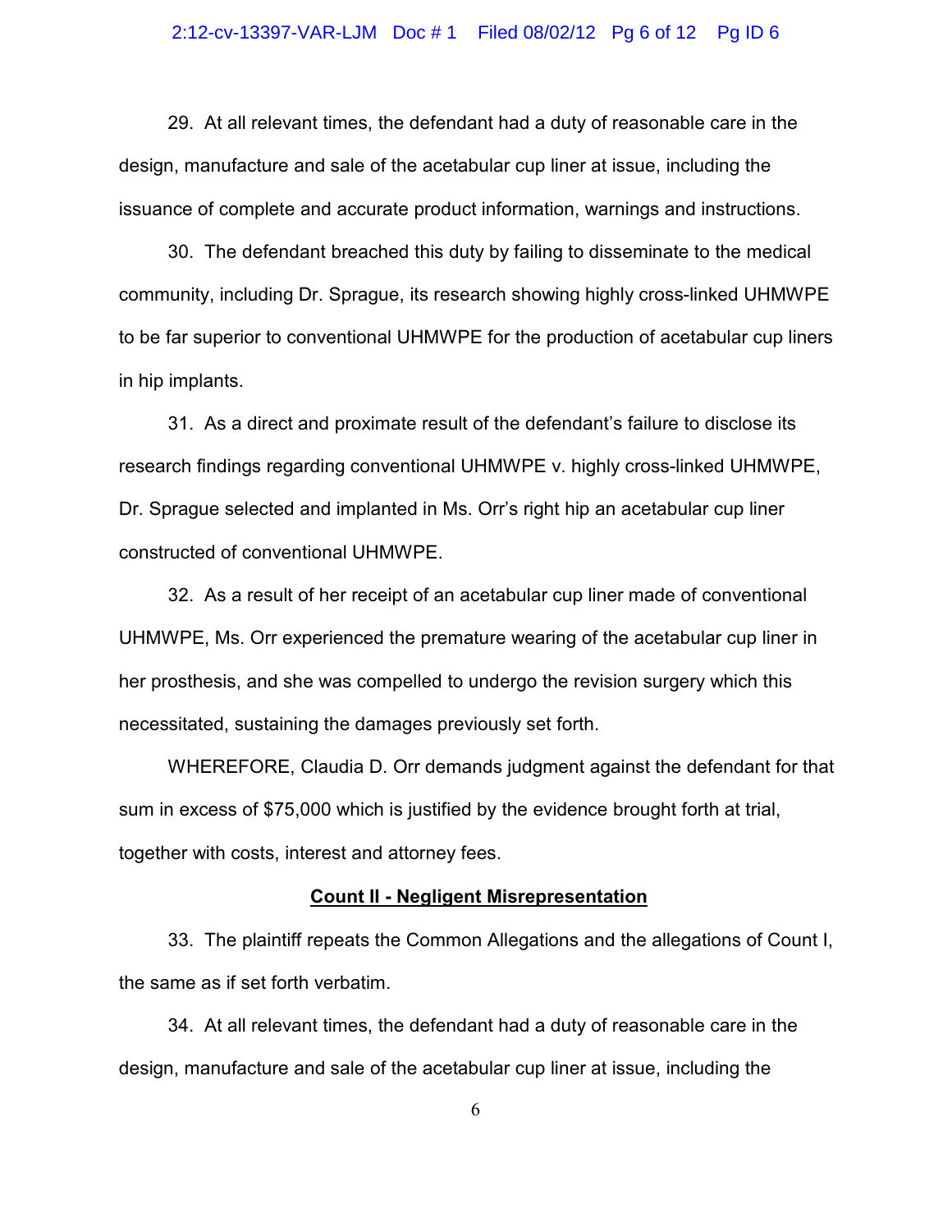29. At all relevant times, the defendant had a duty of reasonable care in the design, manufacture and sale of the acetabular cup liner at issue, including the issuance of complete and accurate product information, warnings and instructions.

30. The defendant breached this duty by failing to disseminate to the medical community, including Dr. Sprague, its research showing highly cross-linked UHMWPE to be far superior to conventional UHMWPE for the production of acetabular cup liners in hip implants.

31. As a direct and proximate result of the defendant's failure to disclose its research findings regarding conventional UHMWPE v. highly cross-linked UHMWPE, Dr. Sprague selected and implanted in Ms. Orr's right hip an acetabular cup liner constructed of conventional UHMWPE.

32. As a result of her receipt of an acetabular cup liner made of conventional UHMWPE, Ms. Orr experienced the premature wearing of the acetabular cup liner in her prosthesis, and she was compelled to undergo the revision surgery which this necessitated, sustaining the damages previously set forth.

WHEREFORE, Claudia D. Orr demands judgment against the defendant for that sum in excess of $75,000 which is justified by the evidence brought forth at trial, together with costs, interest and attorney fees.

## **Count II - Negligent Misrepresentation**

33. The plaintiff repeats the Common Allegations and the allegations of Count I, the same as if set forth verbatim.

34. At all relevant times, the defendant had a duty of reasonable care in the design, manufacture and sale of the acetabular cup liner at issue, including the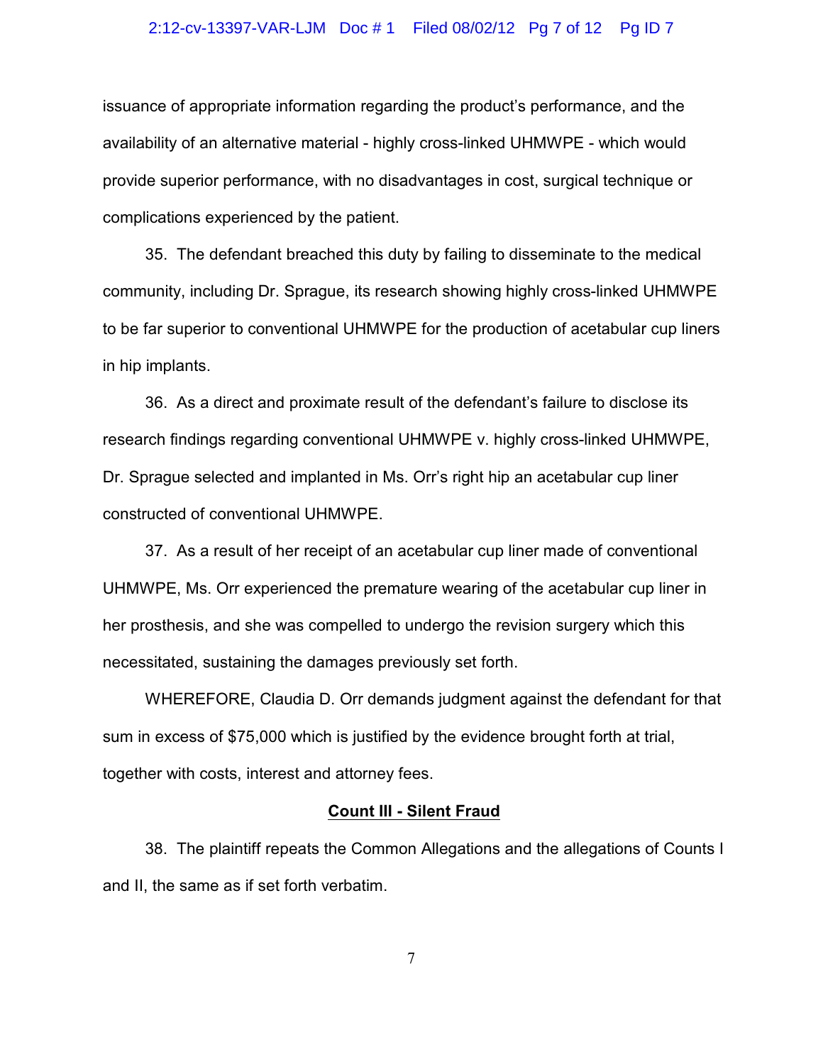issuance of appropriate information regarding the product's performance, and the availability of an alternative material - highly cross-linked UHMWPE - which would provide superior performance, with no disadvantages in cost, surgical technique or complications experienced by the patient.

35. The defendant breached this duty by failing to disseminate to the medical community, including Dr. Sprague, its research showing highly cross-linked UHMWPE to be far superior to conventional UHMWPE for the production of acetabular cup liners in hip implants.

36. As a direct and proximate result of the defendant's failure to disclose its research findings regarding conventional UHMWPE v. highly cross-linked UHMWPE, Dr. Sprague selected and implanted in Ms. Orr's right hip an acetabular cup liner constructed of conventional UHMWPE.

37. As a result of her receipt of an acetabular cup liner made of conventional UHMWPE, Ms. Orr experienced the premature wearing of the acetabular cup liner in her prosthesis, and she was compelled to undergo the revision surgery which this necessitated, sustaining the damages previously set forth.

WHEREFORE, Claudia D. Orr demands judgment against the defendant for that sum in excess of $75,000 which is justified by the evidence brought forth at trial, together with costs, interest and attorney fees.

**Count III - Silent Fraud**

38. The plaintiff repeats the Common Allegations and the allegations of Counts I and II, the same as if set forth verbatim.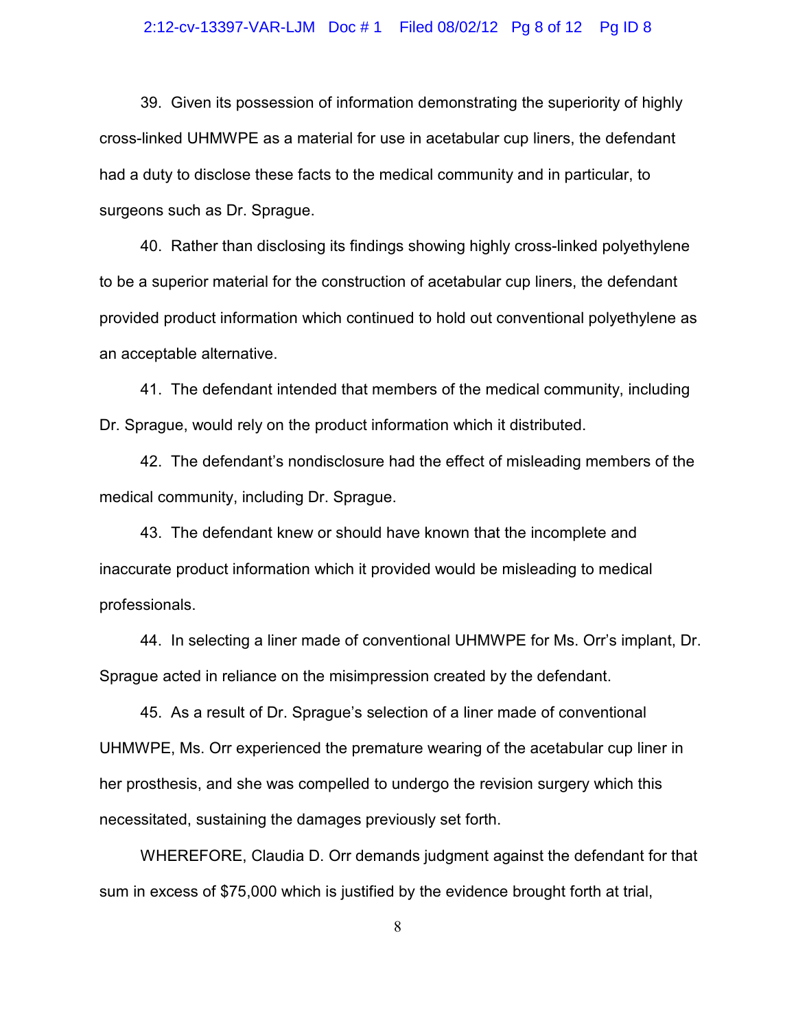39. Given its possession of information demonstrating the superiority of highly cross-linked UHMWPE as a material for use in acetabular cup liners, the defendant had a duty to disclose these facts to the medical community and in particular, to surgeons such as Dr. Sprague.

40. Rather than disclosing its findings showing highly cross-linked polyethylene to be a superior material for the construction of acetabular cup liners, the defendant provided product information which continued to hold out conventional polyethylene as an acceptable alternative.

41. The defendant intended that members of the medical community, including Dr. Sprague, would rely on the product information which it distributed.

42. The defendant's nondisclosure had the effect of misleading members of the medical community, including Dr. Sprague.

43. The defendant knew or should have known that the incomplete and inaccurate product information which it provided would be misleading to medical professionals.

44. In selecting a liner made of conventional UHMWPE for Ms. Orr's implant, Dr. Sprague acted in reliance on the misimpression created by the defendant.

45. As a result of Dr. Sprague's selection of a liner made of conventional UHMWPE, Ms. Orr experienced the premature wearing of the acetabular cup liner in her prosthesis, and she was compelled to undergo the revision surgery which this necessitated, sustaining the damages previously set forth.

WHEREFORE, Claudia D. Orr demands judgment against the defendant for that sum in excess of $75,000 which is justified by the evidence brought forth at trial,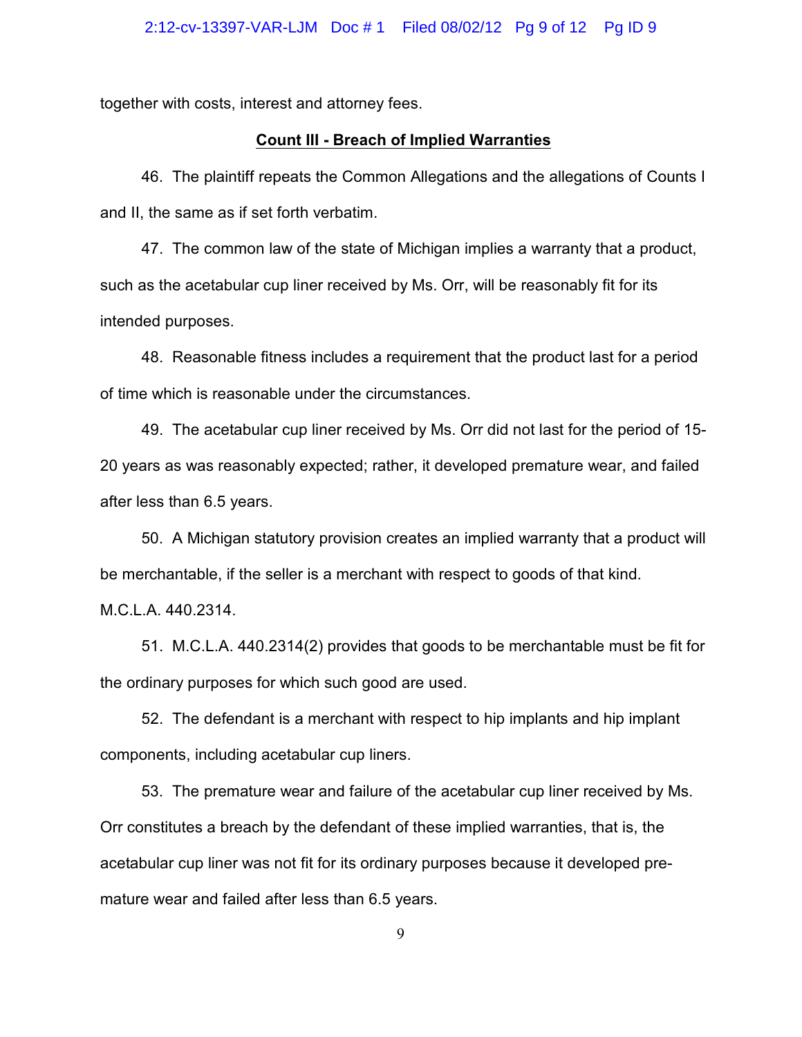together with costs, interest and attorney fees.

**Count III - Breach of Implied Warranties**

46. The plaintiff repeats the Common Allegations and the allegations of Counts I and II, the same as if set forth verbatim.

47. The common law of the state of Michigan implies a warranty that a product, such as the acetabular cup liner received by Ms. Orr, will be reasonably fit for its intended purposes.

48. Reasonable fitness includes a requirement that the product last for a period of time which is reasonable under the circumstances.

49. The acetabular cup liner received by Ms. Orr did not last for the period of 15-20 years as was reasonably expected; rather, it developed premature wear, and failed after less than 6.5 years.

50. A Michigan statutory provision creates an implied warranty that a product will be merchantable, if the seller is a merchant with respect to goods of that kind. M.C.L.A. 440.2314.

51. M.C.L.A. 440.2314(2) provides that goods to be merchantable must be fit for the ordinary purposes for which such good are used.

52. The defendant is a merchant with respect to hip implants and hip implant components, including acetabular cup liners.

53. The premature wear and failure of the acetabular cup liner received by Ms. Orr constitutes a breach by the defendant of these implied warranties, that is, the acetabular cup liner was not fit for its ordinary purposes because it developed premature wear and failed after less than 6.5 years.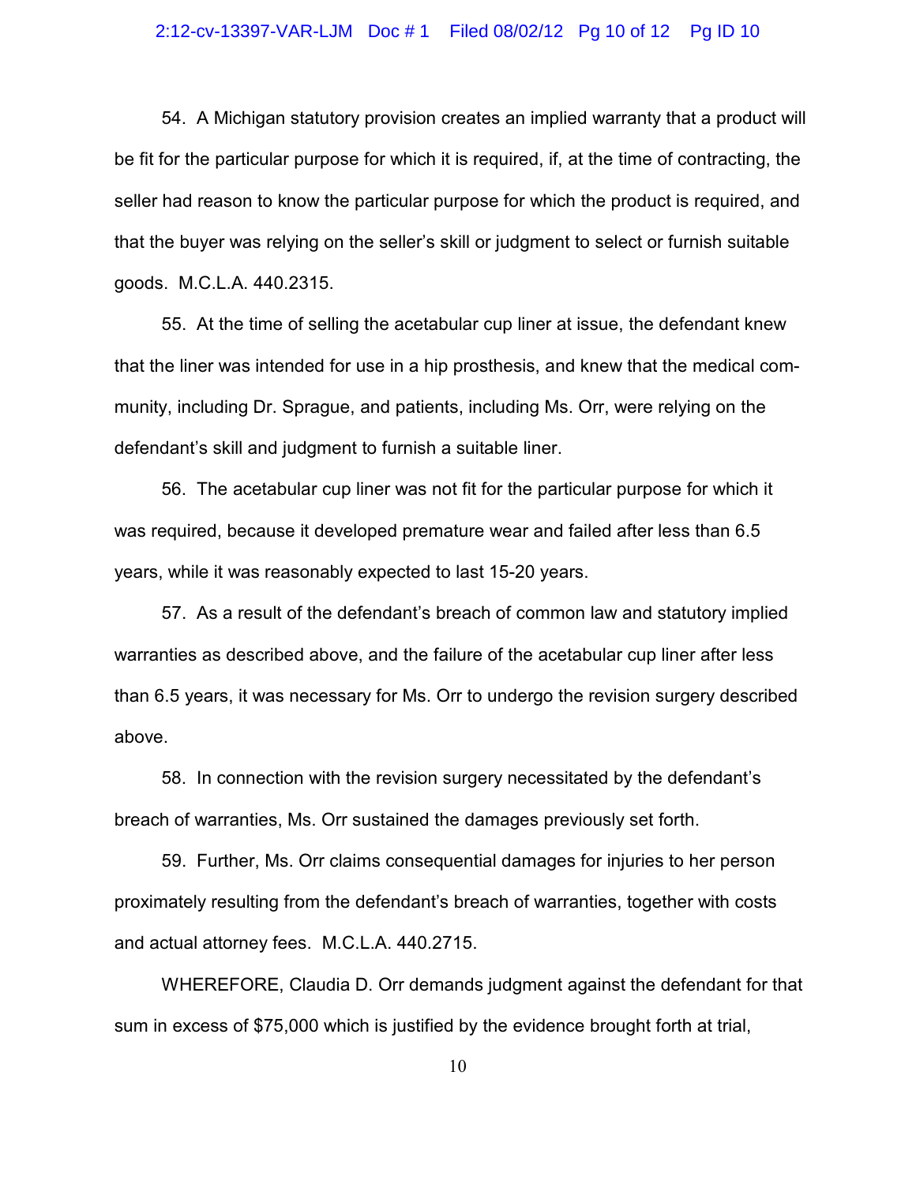54. A Michigan statutory provision creates an implied warranty that a product will be fit for the particular purpose for which it is required, if, at the time of contracting, the seller had reason to know the particular purpose for which the product is required, and that the buyer was relying on the seller's skill or judgment to select or furnish suitable goods. M.C.L.A. 440.2315.

55. At the time of selling the acetabular cup liner at issue, the defendant knew that the liner was intended for use in a hip prosthesis, and knew that the medical community, including Dr. Sprague, and patients, including Ms. Orr, were relying on the defendant's skill and judgment to furnish a suitable liner.

56. The acetabular cup liner was not fit for the particular purpose for which it was required, because it developed premature wear and failed after less than 6.5 years, while it was reasonably expected to last 15-20 years.

57. As a result of the defendant's breach of common law and statutory implied warranties as described above, and the failure of the acetabular cup liner after less than 6.5 years, it was necessary for Ms. Orr to undergo the revision surgery described above.

58. In connection with the revision surgery necessitated by the defendant's breach of warranties, Ms. Orr sustained the damages previously set forth.

59. Further, Ms. Orr claims consequential damages for injuries to her person proximately resulting from the defendant's breach of warranties, together with costs and actual attorney fees. M.C.L.A. 440.2715.

WHEREFORE, Claudia D. Orr demands judgment against the defendant for that sum in excess of $75,000 which is justified by the evidence brought forth at trial,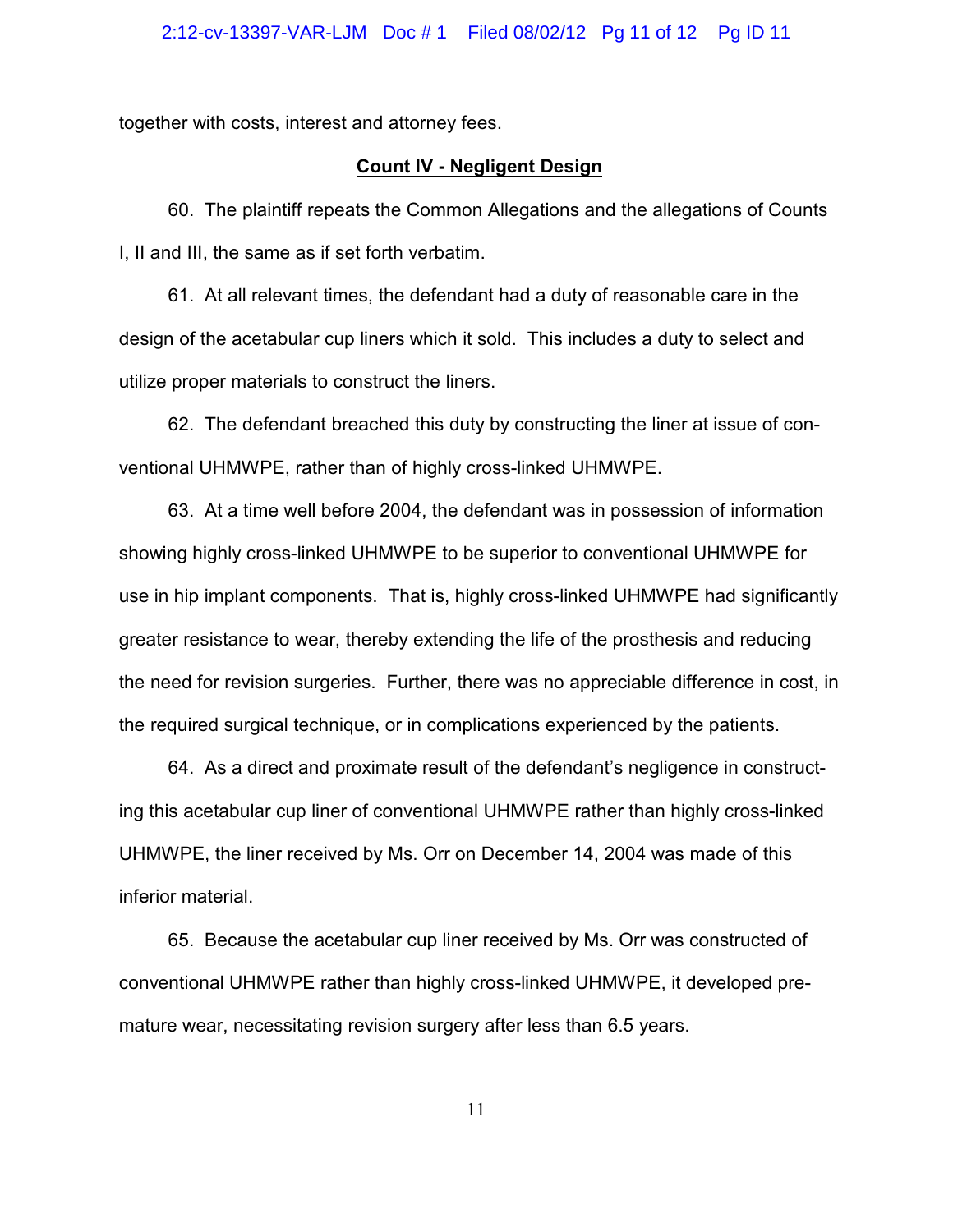together with costs, interest and attorney fees.

## Count IV - Negligent Design

60. The plaintiff repeats the Common Allegations and the allegations of Counts I, II and III, the same as if set forth verbatim.

61. At all relevant times, the defendant had a duty of reasonable care in the design of the acetabular cup liners which it sold. This includes a duty to select and utilize proper materials to construct the liners.

62. The defendant breached this duty by constructing the liner at issue of conventional UHMWPE, rather than of highly cross-linked UHMWPE.

63. At a time well before 2004, the defendant was in possession of information showing highly cross-linked UHMWPE to be superior to conventional UHMWPE for use in hip implant components. That is, highly cross-linked UHMWPE had significantly greater resistance to wear, thereby extending the life of the prosthesis and reducing the need for revision surgeries. Further, there was no appreciable difference in cost, in the required surgical technique, or in complications experienced by the patients.

64. As a direct and proximate result of the defendant's negligence in constructing this acetabular cup liner of conventional UHMWPE rather than highly cross-linked UHMWPE, the liner received by Ms. Orr on December 14, 2004 was made of this inferior material.

65. Because the acetabular cup liner received by Ms. Orr was constructed of conventional UHMWPE rather than highly cross-linked UHMWPE, it developed premature wear, necessitating revision surgery after less than 6.5 years.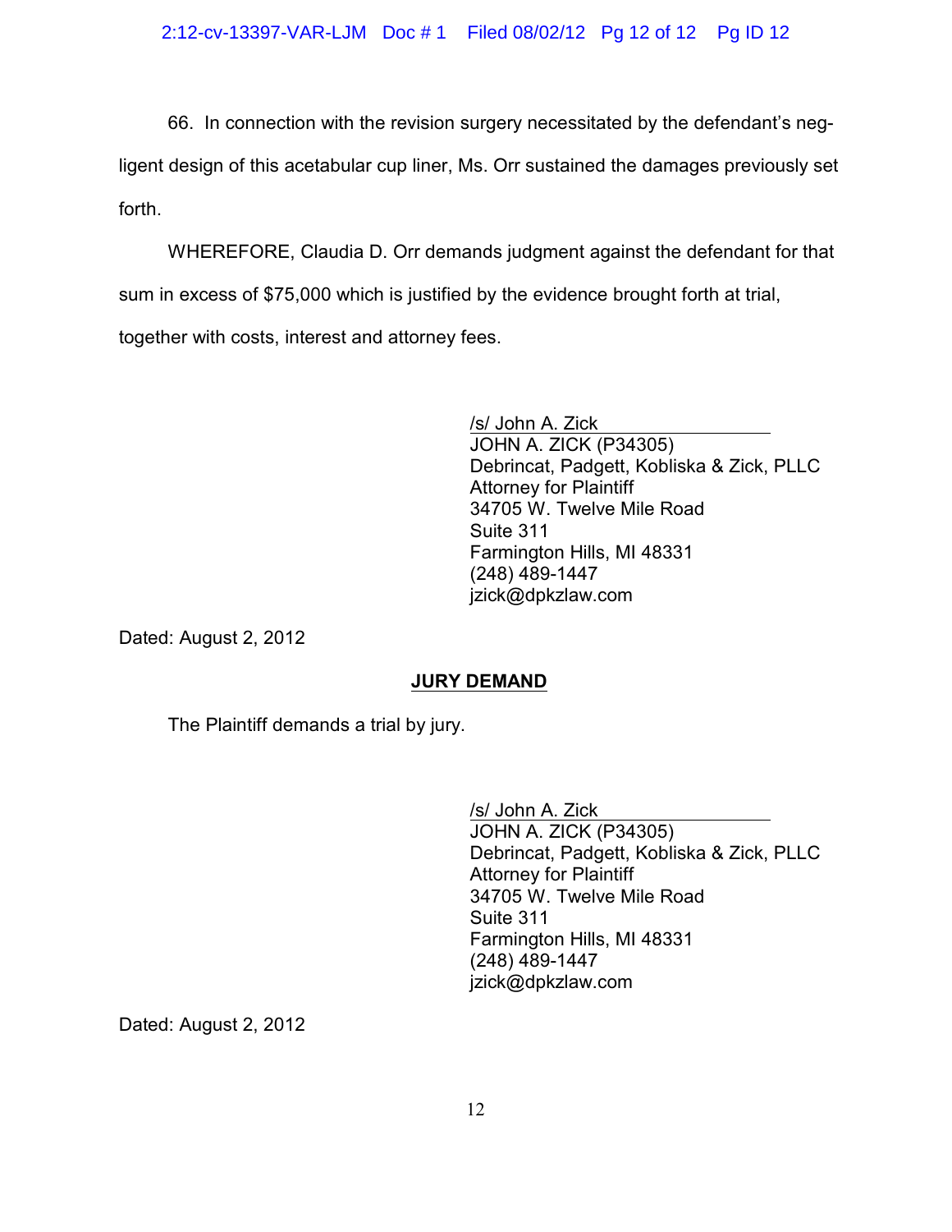66. In connection with the revision surgery necessitated by the defendant's negligent design of this acetabular cup liner, Ms. Orr sustained the damages previously set forth.

WHEREFORE, Claudia D. Orr demands judgment against the defendant for that sum in excess of $75,000 which is justified by the evidence brought forth at trial, together with costs, interest and attorney fees.

/s/ John A. Zick
JOHN A. ZICK (P34305)
Debrincat, Padgett, Kobliska & Zick, PLLC
Attorney for Plaintiff
34705 W. Twelve Mile Road
Suite 311
Farmington Hills, MI 48331
(248) 489-1447
jzick@dpkzlaw.com

Dated: August 2, 2012

## JURY DEMAND

The Plaintiff demands a trial by jury.

/s/ John A. Zick
JOHN A. ZICK (P34305)
Debrincat, Padgett, Kobliska & Zick, PLLC
Attorney for Plaintiff
34705 W. Twelve Mile Road
Suite 311
Farmington Hills, MI 48331
(248) 489-1447
jzick@dpkzlaw.com

Dated: August 2, 2012